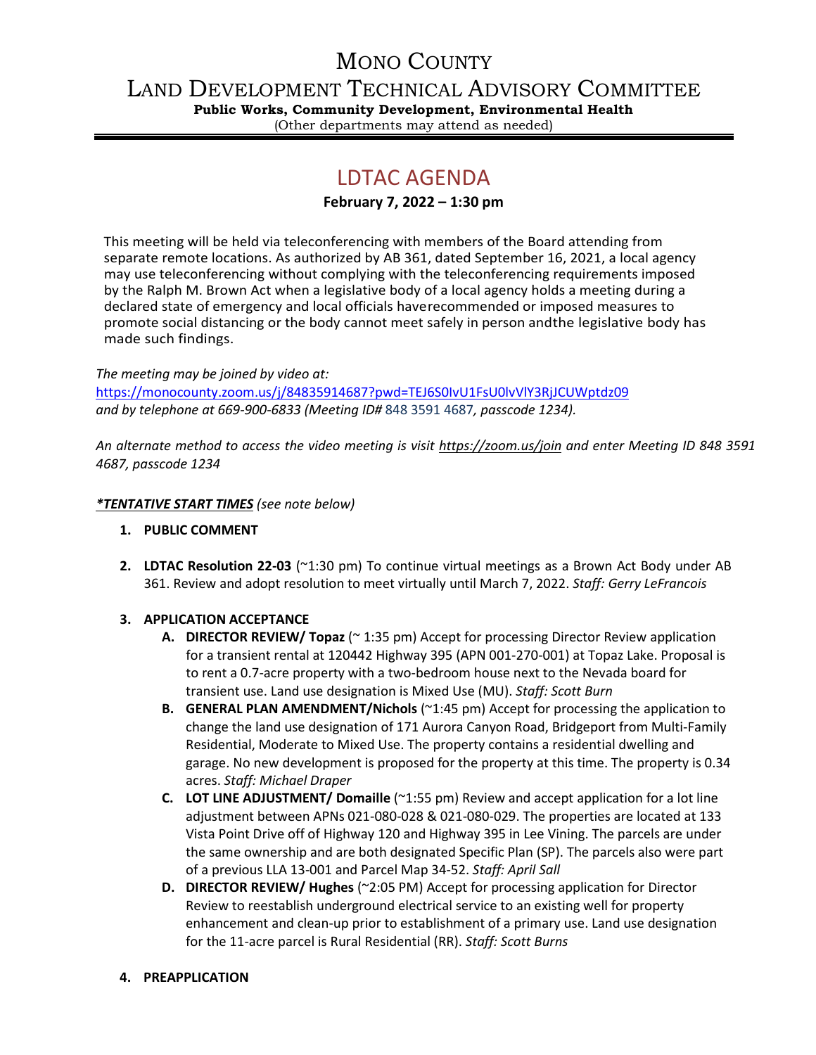# MONO COUNTY

# LAND DEVELOPMENT TECHNICAL ADVISORY COMMITTEE

**Public Works, Community Development, Environmental Health**

(Other departments may attend as needed)

## LDTAC AGENDA

**February 7, 2022 – 1:30 pm**

This meeting will be held via teleconferencing with members of the Board attending from separate remote locations. As authorized by AB 361, dated September 16, 2021, a local agency may use teleconferencing without complying with the teleconferencing requirements imposed by the Ralph M. Brown Act when a legislative body of a local agency holds a meeting during a declared state of emergency and local officials haverecommended or imposed measures to promote social distancing or the body cannot meet safely in person andthe legislative body has made such findings.

*The meeting may be joined by video at:*
https://monocounty.zoom.us/j/84835914687?pwd=TEJ6S0IvU1FsU0lvVlY3RjJCUWptdz09
*and by telephone at 669-900-6833 (Meeting ID#* 848 3591 4687*, passcode 1234).*

*An alternate method to access the video meeting is visit* https://zoom.us/join *and enter Meeting ID 848 3591 4687, passcode 1234*

***\*TENTATIVE START TIMES*** *(see note below)*

1. **PUBLIC COMMENT**

2. **LDTAC Resolution 22-03** (~1:30 pm) To continue virtual meetings as a Brown Act Body under AB 361. Review and adopt resolution to meet virtually until March 7, 2022. *Staff: Gerry LeFrancois*

3. **APPLICATION ACCEPTANCE**
   - **A. DIRECTOR REVIEW/ Topaz** (~ 1:35 pm) Accept for processing Director Review application for a transient rental at 120442 Highway 395 (APN 001-270-001) at Topaz Lake. Proposal is to rent a 0.7-acre property with a two-bedroom house next to the Nevada board for transient use. Land use designation is Mixed Use (MU). *Staff: Scott Burn*
   - **B. GENERAL PLAN AMENDMENT/Nichols** (~1:45 pm) Accept for processing the application to change the land use designation of 171 Aurora Canyon Road, Bridgeport from Multi-Family Residential, Moderate to Mixed Use. The property contains a residential dwelling and garage. No new development is proposed for the property at this time. The property is 0.34 acres. *Staff: Michael Draper*
   - **C. LOT LINE ADJUSTMENT/ Domaille** (~1:55 pm) Review and accept application for a lot line adjustment between APNs 021-080-028 & 021-080-029. The properties are located at 133 Vista Point Drive off of Highway 120 and Highway 395 in Lee Vining. The parcels are under the same ownership and are both designated Specific Plan (SP). The parcels also were part of a previous LLA 13-001 and Parcel Map 34-52. *Staff: April Sall*
   - **D. DIRECTOR REVIEW/ Hughes** (~2:05 PM) Accept for processing application for Director Review to reestablish underground electrical service to an existing well for property enhancement and clean-up prior to establishment of a primary use. Land use designation for the 11-acre parcel is Rural Residential (RR). *Staff: Scott Burns*

4. **PREAPPLICATION**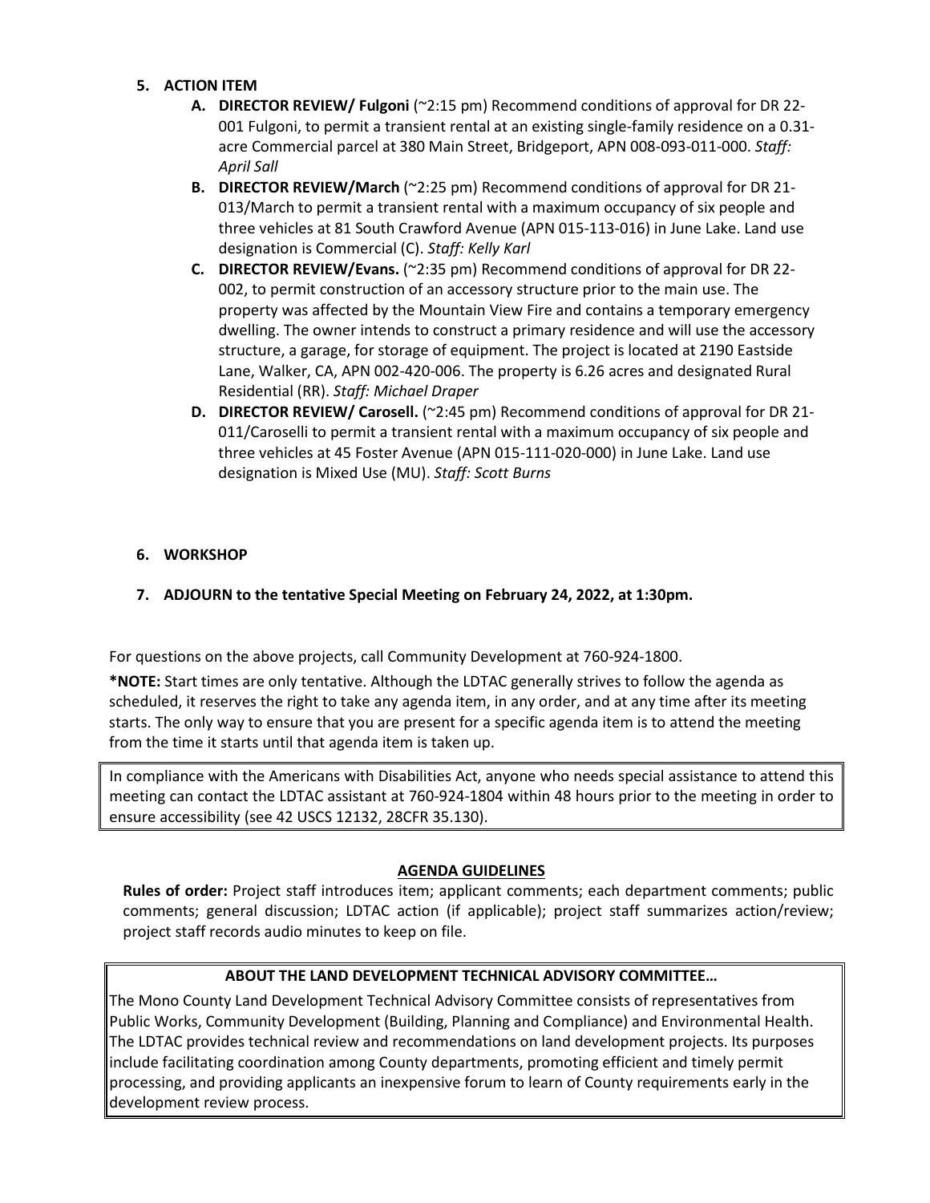5. **ACTION ITEM**
   - **A. DIRECTOR REVIEW/ Fulgoni** (~2:15 pm) Recommend conditions of approval for DR 22-001 Fulgoni, to permit a transient rental at an existing single-family residence on a 0.31-acre Commercial parcel at 380 Main Street, Bridgeport, APN 008-093-011-000. *Staff: April Sall*
   - **B. DIRECTOR REVIEW/March** (~2:25 pm) Recommend conditions of approval for DR 21-013/March to permit a transient rental with a maximum occupancy of six people and three vehicles at 81 South Crawford Avenue (APN 015-113-016) in June Lake. Land use designation is Commercial (C). *Staff: Kelly Karl*
   - **C. DIRECTOR REVIEW/Evans.** (~2:35 pm) Recommend conditions of approval for DR 22-002, to permit construction of an accessory structure prior to the main use. The property was affected by the Mountain View Fire and contains a temporary emergency dwelling. The owner intends to construct a primary residence and will use the accessory structure, a garage, for storage of equipment. The project is located at 2190 Eastside Lane, Walker, CA, APN 002-420-006. The property is 6.26 acres and designated Rural Residential (RR). *Staff: Michael Draper*
   - **D. DIRECTOR REVIEW/ Carosell.** (~2:45 pm) Recommend conditions of approval for DR 21-011/Caroselli to permit a transient rental with a maximum occupancy of six people and three vehicles at 45 Foster Avenue (APN 015-111-020-000) in June Lake. Land use designation is Mixed Use (MU). *Staff: Scott Burns*

6. **WORKSHOP**

7. **ADJOURN to the tentative Special Meeting on February 24, 2022, at 1:30pm.**

For questions on the above projects, call Community Development at 760-924-1800.

***NOTE:** Start times are only tentative. Although the LDTAC generally strives to follow the agenda as scheduled, it reserves the right to take any agenda item, in any order, and at any time after its meeting starts. The only way to ensure that you are present for a specific agenda item is to attend the meeting from the time it starts until that agenda item is taken up.

In compliance with the Americans with Disabilities Act, anyone who needs special assistance to attend this meeting can contact the LDTAC assistant at 760-924-1804 within 48 hours prior to the meeting in order to ensure accessibility (see 42 USCS 12132, 28CFR 35.130).

## AGENDA GUIDELINES

**Rules of order:** Project staff introduces item; applicant comments; each department comments; public comments; general discussion; LDTAC action (if applicable); project staff summarizes action/review; project staff records audio minutes to keep on file.

### ABOUT THE LAND DEVELOPMENT TECHNICAL ADVISORY COMMITTEE…

The Mono County Land Development Technical Advisory Committee consists of representatives from Public Works, Community Development (Building, Planning and Compliance) and Environmental Health. The LDTAC provides technical review and recommendations on land development projects. Its purposes include facilitating coordination among County departments, promoting efficient and timely permit processing, and providing applicants an inexpensive forum to learn of County requirements early in the development review process.